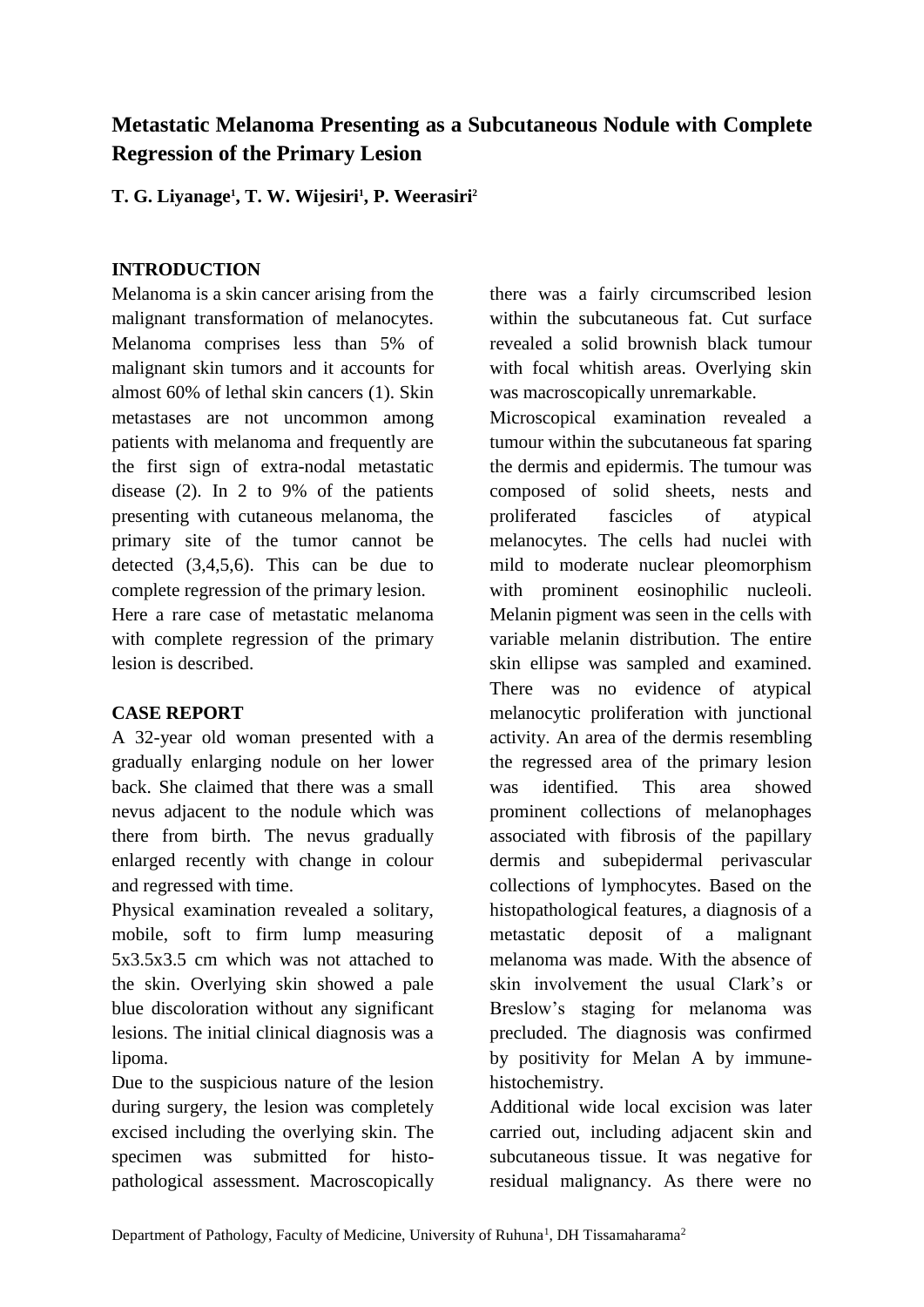# Metastatic Melanoma Presenting as a Subcutaneous Nodule with Complete Regression of the Primary Lesion

**T. G. Liyanage[1], T. W. Wijesiri[1], P. Weerasiri[2]**

## INTRODUCTION

Melanoma is a skin cancer arising from the malignant transformation of melanocytes. Melanoma comprises less than 5% of malignant skin tumors and it accounts for almost 60% of lethal skin cancers (1). Skin metastases are not uncommon among patients with melanoma and frequently are the first sign of extra-nodal metastatic disease (2). In 2 to 9% of the patients presenting with cutaneous melanoma, the primary site of the tumor cannot be detected (3,4,5,6). This can be due to complete regression of the primary lesion.

Here a rare case of metastatic melanoma with complete regression of the primary lesion is described.

## CASE REPORT

A 32-year old woman presented with a gradually enlarging nodule on her lower back. She claimed that there was a small nevus adjacent to the nodule which was there from birth. The nevus gradually enlarged recently with change in colour and regressed with time.

Physical examination revealed a solitary, mobile, soft to firm lump measuring 5x3.5x3.5 cm which was not attached to the skin. Overlying skin showed a pale blue discoloration without any significant lesions. The initial clinical diagnosis was a lipoma.

Due to the suspicious nature of the lesion during surgery, the lesion was completely excised including the overlying skin. The specimen was submitted for histo-pathological assessment. Macroscopically there was a fairly circumscribed lesion within the subcutaneous fat. Cut surface revealed a solid brownish black tumour with focal whitish areas. Overlying skin was macroscopically unremarkable.

Microscopical examination revealed a tumour within the subcutaneous fat sparing the dermis and epidermis. The tumour was composed of solid sheets, nests and proliferated fascicles of atypical melanocytes. The cells had nuclei with mild to moderate nuclear pleomorphism with prominent eosinophilic nucleoli. Melanin pigment was seen in the cells with variable melanin distribution. The entire skin ellipse was sampled and examined. There was no evidence of atypical melanocytic proliferation with junctional activity. An area of the dermis resembling the regressed area of the primary lesion was identified. This area showed prominent collections of melanophages associated with fibrosis of the papillary dermis and subepidermal perivascular collections of lymphocytes. Based on the histopathological features, a diagnosis of a metastatic deposit of a malignant melanoma was made. With the absence of skin involvement the usual Clark's or Breslow's staging for melanoma was precluded. The diagnosis was confirmed by positivity for Melan A by immune-histochemistry.

Additional wide local excision was later carried out, including adjacent skin and subcutaneous tissue. It was negative for residual malignancy. As there were no

Department of Pathology, Faculty of Medicine, University of Ruhuna[1], DH Tissamaharama[2]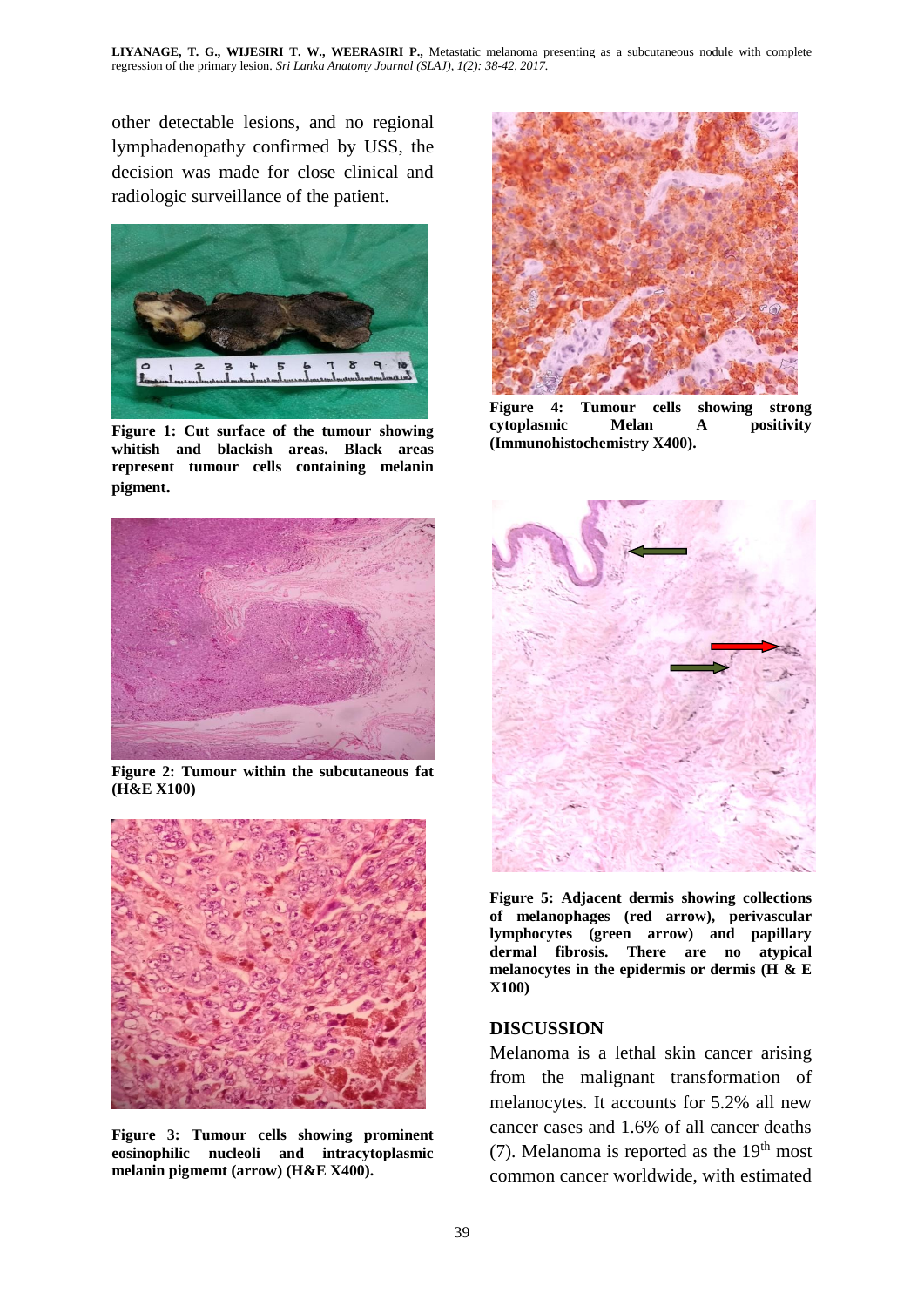other detectable lesions, and no regional lymphadenopathy confirmed by USS, the decision was made for close clinical and radiologic surveillance of the patient.

**Figure 1: Cut surface of the tumour showing whitish and blackish areas. Black areas represent tumour cells containing melanin pigment.**

**Figure 2: Tumour within the subcutaneous fat (H&E X100)**

**Figure 3: Tumour cells showing prominent eosinophilic nucleoli and intracytoplasmic melanin pigmemt (arrow) (H&E X400).**

**Figure 4: Tumour cells showing strong cytoplasmic Melan A positivity (Immunohistochemistry X400).**

**Figure 5: Adjacent dermis showing collections of melanophages (red arrow), perivascular lymphocytes (green arrow) and papillary dermal fibrosis. There are no atypical melanocytes in the epidermis or dermis (H & E X100)**

## DISCUSSION

Melanoma is a lethal skin cancer arising from the malignant transformation of melanocytes. It accounts for 5.2% all new cancer cases and 1.6% of all cancer deaths (7). Melanoma is reported as the 19th most common cancer worldwide, with estimated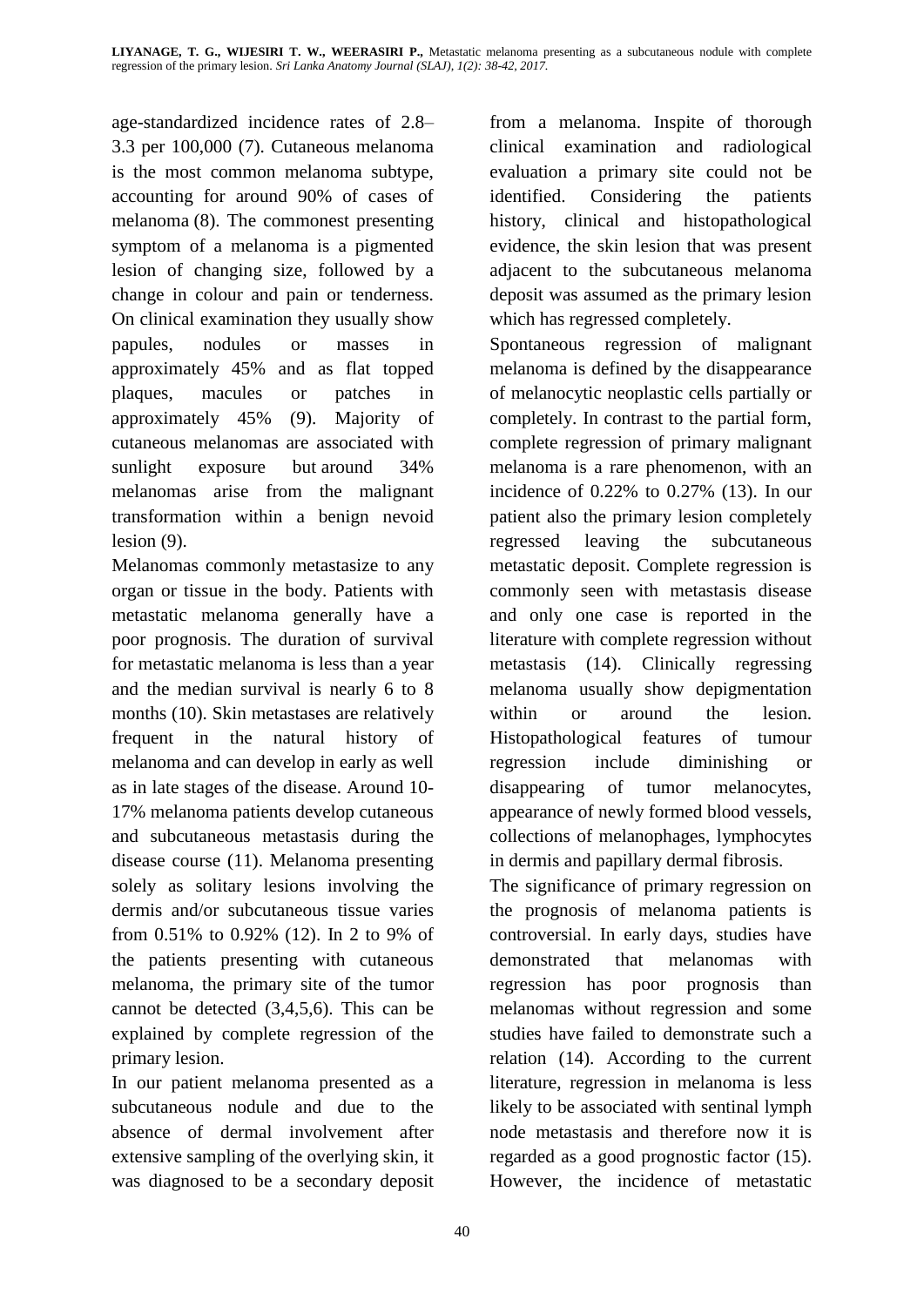age-standardized incidence rates of 2.8–3.3 per 100,000 (7). Cutaneous melanoma is the most common melanoma subtype, accounting for around 90% of cases of melanoma (8). The commonest presenting symptom of a melanoma is a pigmented lesion of changing size, followed by a change in colour and pain or tenderness. On clinical examination they usually show papules, nodules or masses in approximately 45% and as flat topped plaques, macules or patches in approximately 45% (9). Majority of cutaneous melanomas are associated with sunlight exposure but around 34% melanomas arise from the malignant transformation within a benign nevoid lesion (9).

Melanomas commonly metastasize to any organ or tissue in the body. Patients with metastatic melanoma generally have a poor prognosis. The duration of survival for metastatic melanoma is less than a year and the median survival is nearly 6 to 8 months (10). Skin metastases are relatively frequent in the natural history of melanoma and can develop in early as well as in late stages of the disease. Around 10-17% melanoma patients develop cutaneous and subcutaneous metastasis during the disease course (11). Melanoma presenting solely as solitary lesions involving the dermis and/or subcutaneous tissue varies from 0.51% to 0.92% (12). In 2 to 9% of the patients presenting with cutaneous melanoma, the primary site of the tumor cannot be detected (3,4,5,6). This can be explained by complete regression of the primary lesion.

In our patient melanoma presented as a subcutaneous nodule and due to the absence of dermal involvement after extensive sampling of the overlying skin, it was diagnosed to be a secondary deposit from a melanoma. Inspite of thorough clinical examination and radiological evaluation a primary site could not be identified. Considering the patients history, clinical and histopathological evidence, the skin lesion that was present adjacent to the subcutaneous melanoma deposit was assumed as the primary lesion which has regressed completely.

Spontaneous regression of malignant melanoma is defined by the disappearance of melanocytic neoplastic cells partially or completely. In contrast to the partial form, complete regression of primary malignant melanoma is a rare phenomenon, with an incidence of 0.22% to 0.27% (13). In our patient also the primary lesion completely regressed leaving the subcutaneous metastatic deposit. Complete regression is commonly seen with metastasis disease and only one case is reported in the literature with complete regression without metastasis (14). Clinically regressing melanoma usually show depigmentation within or around the lesion. Histopathological features of tumour regression include diminishing or disappearing of tumor melanocytes, appearance of newly formed blood vessels, collections of melanophages, lymphocytes in dermis and papillary dermal fibrosis.

The significance of primary regression on the prognosis of melanoma patients is controversial. In early days, studies have demonstrated that melanomas with regression has poor prognosis than melanomas without regression and some studies have failed to demonstrate such a relation (14). According to the current literature, regression in melanoma is less likely to be associated with sentinal lymph node metastasis and therefore now it is regarded as a good prognostic factor (15). However, the incidence of metastatic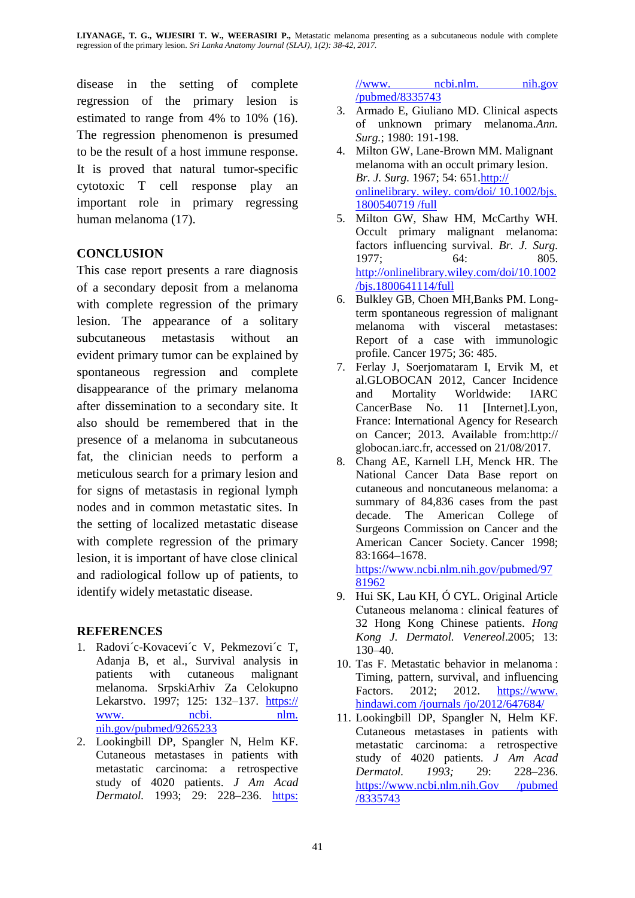disease in the setting of complete regression of the primary lesion is estimated to range from 4% to 10% (16). The regression phenomenon is presumed to be the result of a host immune response. It is proved that natural tumor-specific cytotoxic T cell response play an important role in primary regressing human melanoma (17).

## CONCLUSION

This case report presents a rare diagnosis of a secondary deposit from a melanoma with complete regression of the primary lesion. The appearance of a solitary subcutaneous metastasis without an evident primary tumor can be explained by spontaneous regression and complete disappearance of the primary melanoma after dissemination to a secondary site. It also should be remembered that in the presence of a melanoma in subcutaneous fat, the clinician needs to perform a meticulous search for a primary lesion and for signs of metastasis in regional lymph nodes and in common metastatic sites. In the setting of localized metastatic disease with complete regression of the primary lesion, it is important of have close clinical and radiological follow up of patients, to identify widely metastatic disease.

## REFERENCES

1. Radovi´c-Kovacevi´c V, Pekmezovi´c T, Adanja B, et al., Survival analysis in patients with cutaneous malignant melanoma. SrpskiArhiv Za Celokupno Lekarstvo. 1997; 125: 132–137. https://www. ncbi. nlm. nih.gov/pubmed/9265233
2. Lookingbill DP, Spangler N, Helm KF. Cutaneous metastases in patients with metastatic carcinoma: a retrospective study of 4020 patients. *J Am Acad Dermatol.* 1993; 29: 228–236. https: //www. ncbi.nlm. nih.gov /pubmed/8335743
3. Armado E, Giuliano MD. Clinical aspects of unknown primary melanoma.*Ann. Surg.*; 1980: 191-198.
4. Milton GW, Lane-Brown MM. Malignant melanoma with an occult primary lesion. *Br. J. Surg.* 1967; 54: 651.http:// onlinelibrary. wiley. com/doi/ 10.1002/bjs. 1800540719 /full
5. Milton GW, Shaw HM, McCarthy WH. Occult primary malignant melanoma: factors influencing survival. *Br. J. Surg.* 1977; 64: 805. http://onlinelibrary.wiley.com/doi/10.1002 /bjs.1800641114/full
6. Bulkley GB, Choen MH,Banks PM. Long-term spontaneous regression of malignant melanoma with visceral metastases: Report of a case with immunologic profile. Cancer 1975; 36: 485.
7. Ferlay J, Soerjomataram I, Ervik M, et al.GLOBOCAN 2012, Cancer Incidence and Mortality Worldwide: IARC CancerBase No. 11 [Internet].Lyon, France: International Agency for Research on Cancer; 2013. Available from:http:// globocan.iarc.fr, accessed on 21/08/2017.
8. Chang AE, Karnell LH, Menck HR. The National Cancer Data Base report on cutaneous and noncutaneous melanoma: a summary of 84,836 cases from the past decade. The American College of Surgeons Commission on Cancer and the American Cancer Society. Cancer 1998; 83:1664–1678. https://www.ncbi.nlm.nih.gov/pubmed/97 81962
9. Hui SK, Lau KH, Ó CYL. Original Article Cutaneous melanoma : clinical features of 32 Hong Kong Chinese patients. *Hong Kong J. Dermatol. Venereol*.2005; 13: 130–40.
10. Tas F. Metastatic behavior in melanoma : Timing, pattern, survival, and influencing Factors. 2012; 2012. https://www. hindawi.com /journals /jo/2012/647684/
11. Lookingbill DP, Spangler N, Helm KF. Cutaneous metastases in patients with metastatic carcinoma: a retrospective study of 4020 patients. *J Am Acad Dermatol. 1993;* 29: 228–236. https://www.ncbi.nlm.nih.Gov /pubmed /8335743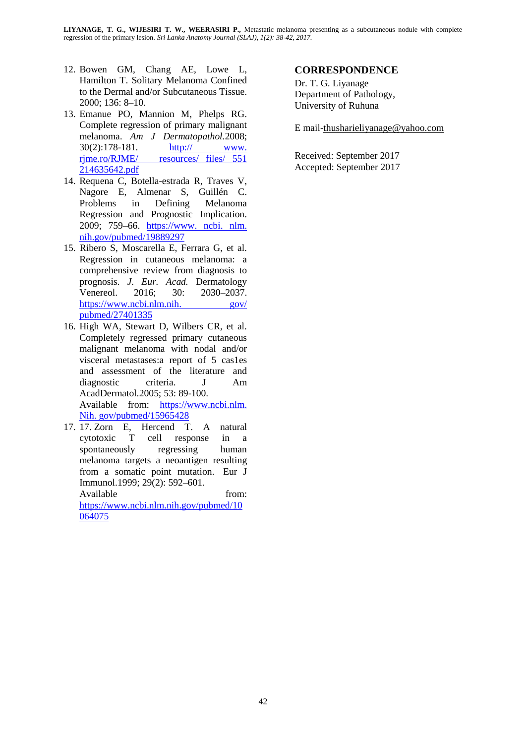12. Bowen GM, Chang AE, Lowe L, Hamilton T. Solitary Melanoma Confined to the Dermal and/or Subcutaneous Tissue. 2000; 136: 8–10.
13. Emanue PO, Mannion M, Phelps RG. Complete regression of primary malignant melanoma. *Am J Dermatopathol.*2008; 30(2):178-181. http:// www. rjme.ro/RJME/ resources/ files/ 551 214635642.pdf
14. Requena C, Botella-estrada R, Traves V, Nagore E, Almenar S, Guillén C. Problems in Defining Melanoma Regression and Prognostic Implication. 2009; 759–66. https://www. ncbi. nlm. nih.gov/pubmed/19889297
15. Ribero S, Moscarella E, Ferrara G, et al. Regression in cutaneous melanoma: a comprehensive review from diagnosis to prognosis. *J. Eur. Acad.* Dermatology Venereol. 2016; 30: 2030–2037. https://www.ncbi.nlm.nih. gov/ pubmed/27401335
16. High WA, Stewart D, Wilbers CR, et al. Completely regressed primary cutaneous malignant melanoma with nodal and/or visceral metastases:a report of 5 cas1es and assessment of the literature and diagnostic criteria. J Am AcadDermatol.2005; 53: 89-100. Available from: https://www.ncbi.nlm. Nih. gov/pubmed/15965428
17. 17. Zorn E, Hercend T. A natural cytotoxic T cell response in a spontaneously regressing human melanoma targets a neoantigen resulting from a somatic point mutation. Eur J Immunol.1999; 29(2): 592–601. Available from: https://www.ncbi.nlm.nih.gov/pubmed/10 064075

## CORRESPONDENCE

Dr. T. G. Liyanage
Department of Pathology,
University of Ruhuna

E mail-thusharieliyanage@yahoo.com

Received: September 2017
Accepted: September 2017